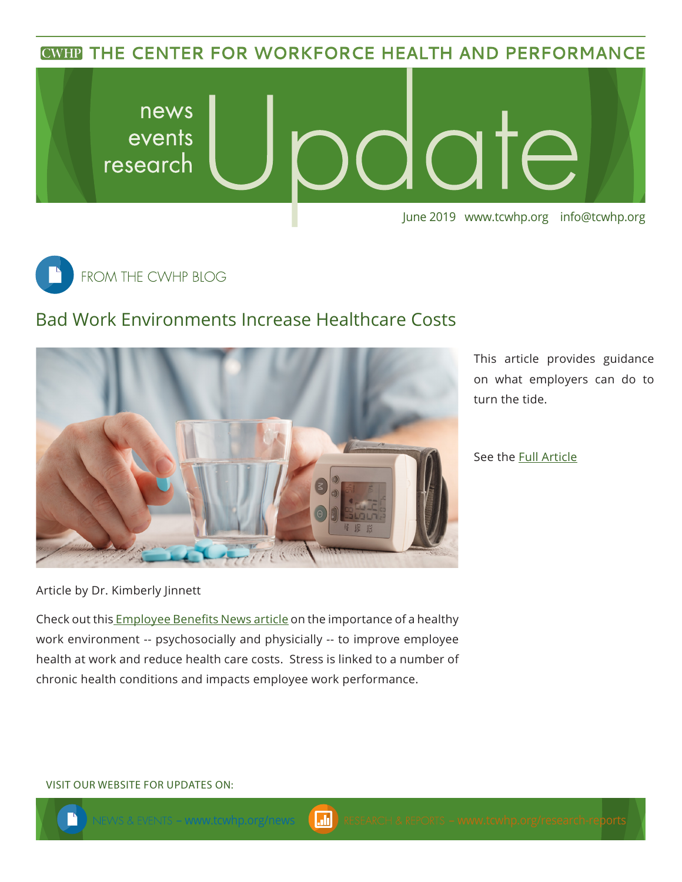THE CENTER FOR WORKFORCE HEALTH AND PERFORMANCE

# news events research Update

June 2019 www.tcwhp.org info@tcwhp.org

## FROM THE CWHP BLOG

### Bad Work Environments Increase Healthcare Costs

This article provides guidance on what employers can do to turn the tide.

See the Full Article

Article by Dr. Kimberly Jinnett

Check out this Employee Benefits News article on the importance of a healthy work environment -- psychosocially and physically -- to improve employee health at work and reduce health care costs. Stress is linked to a number of chronic health conditions and impacts employee work performance.

VISIT OUR WEBSITE FOR UPDATES ON:

NEWS & EVENTS – www.tcwhp.org/news

RESEARCH & REPORTS – www.tcwhp.org/research-reports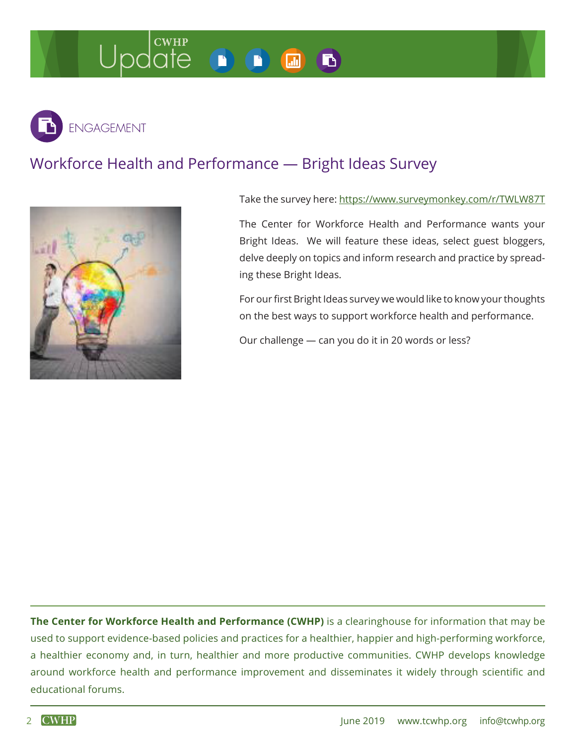# CWHP Update

## ENGAGEMENT

### Workforce Health and Performance — Bright Ideas Survey

Take the survey here: https://www.surveymonkey.com/r/TWLW87T

The Center for Workforce Health and Performance wants your Bright Ideas. We will feature these ideas, select guest bloggers, delve deeply on topics and inform research and practice by spreading these Bright Ideas.

For our first Bright Ideas survey we would like to know your thoughts on the best ways to support workforce health and performance.

Our challenge — can you do it in 20 words or less?

---

**The Center for Workforce Health and Performance (CWHP)** is a clearinghouse for information that may be used to support evidence-based policies and practices for a healthier, happier and high-performing workforce, a healthier economy and, in turn, healthier and more productive communities. CWHP develops knowledge around workforce health and performance improvement and disseminates it widely through scientific and educational forums.